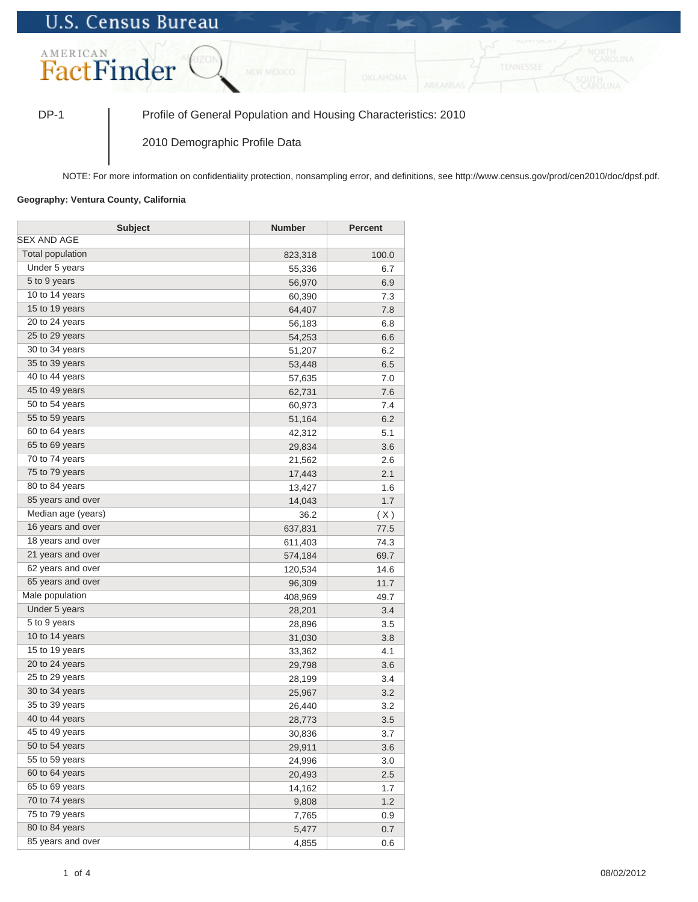U.S. Census Bureau

AMERICAN FactFinder

DP-1 Profile of General Population and Housing Characteristics: 2010

2010 Demographic Profile Data

NOTE: For more information on confidentiality protection, nonsampling error, and definitions, see http://www.census.gov/prod/cen2010/doc/dpsf.pdf.

**Geography: Ventura County, California**

| Subject | Number | Percent |
|---|---|---|
| SEX AND AGE | | |
| Total population | 823,318 | 100.0 |
| Under 5 years | 55,336 | 6.7 |
| 5 to 9 years | 56,970 | 6.9 |
| 10 to 14 years | 60,390 | 7.3 |
| 15 to 19 years | 64,407 | 7.8 |
| 20 to 24 years | 56,183 | 6.8 |
| 25 to 29 years | 54,253 | 6.6 |
| 30 to 34 years | 51,207 | 6.2 |
| 35 to 39 years | 53,448 | 6.5 |
| 40 to 44 years | 57,635 | 7.0 |
| 45 to 49 years | 62,731 | 7.6 |
| 50 to 54 years | 60,973 | 7.4 |
| 55 to 59 years | 51,164 | 6.2 |
| 60 to 64 years | 42,312 | 5.1 |
| 65 to 69 years | 29,834 | 3.6 |
| 70 to 74 years | 21,562 | 2.6 |
| 75 to 79 years | 17,443 | 2.1 |
| 80 to 84 years | 13,427 | 1.6 |
| 85 years and over | 14,043 | 1.7 |
| Median age (years) | 36.2 | ( X ) |
| 16 years and over | 637,831 | 77.5 |
| 18 years and over | 611,403 | 74.3 |
| 21 years and over | 574,184 | 69.7 |
| 62 years and over | 120,534 | 14.6 |
| 65 years and over | 96,309 | 11.7 |
| Male population | 408,969 | 49.7 |
| Under 5 years | 28,201 | 3.4 |
| 5 to 9 years | 28,896 | 3.5 |
| 10 to 14 years | 31,030 | 3.8 |
| 15 to 19 years | 33,362 | 4.1 |
| 20 to 24 years | 29,798 | 3.6 |
| 25 to 29 years | 28,199 | 3.4 |
| 30 to 34 years | 25,967 | 3.2 |
| 35 to 39 years | 26,440 | 3.2 |
| 40 to 44 years | 28,773 | 3.5 |
| 45 to 49 years | 30,836 | 3.7 |
| 50 to 54 years | 29,911 | 3.6 |
| 55 to 59 years | 24,996 | 3.0 |
| 60 to 64 years | 20,493 | 2.5 |
| 65 to 69 years | 14,162 | 1.7 |
| 70 to 74 years | 9,808 | 1.2 |
| 75 to 79 years | 7,765 | 0.9 |
| 80 to 84 years | 5,477 | 0.7 |
| 85 years and over | 4,855 | 0.6 |

08/02/2012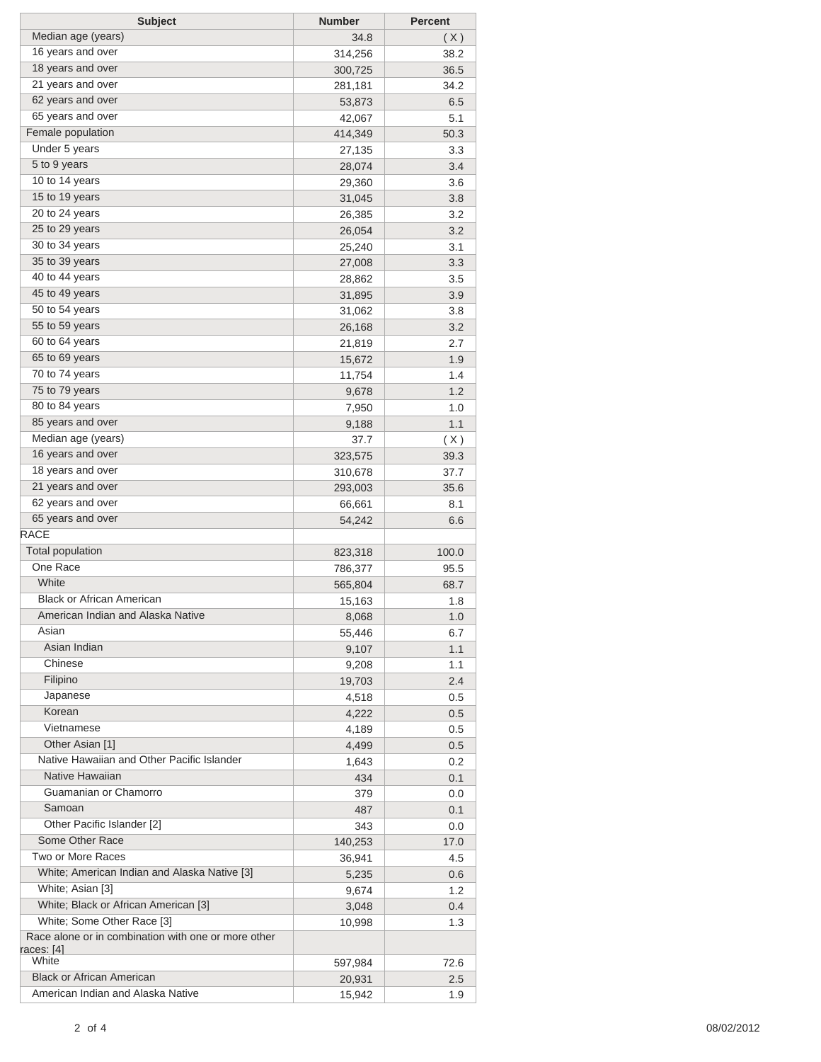| Subject | Number | Percent |
|---|---|---|
| Median age (years) | 34.8 | ( X ) |
| 16 years and over | 314,256 | 38.2 |
| 18 years and over | 300,725 | 36.5 |
| 21 years and over | 281,181 | 34.2 |
| 62 years and over | 53,873 | 6.5 |
| 65 years and over | 42,067 | 5.1 |
| Female population | 414,349 | 50.3 |
| Under 5 years | 27,135 | 3.3 |
| 5 to 9 years | 28,074 | 3.4 |
| 10 to 14 years | 29,360 | 3.6 |
| 15 to 19 years | 31,045 | 3.8 |
| 20 to 24 years | 26,385 | 3.2 |
| 25 to 29 years | 26,054 | 3.2 |
| 30 to 34 years | 25,240 | 3.1 |
| 35 to 39 years | 27,008 | 3.3 |
| 40 to 44 years | 28,862 | 3.5 |
| 45 to 49 years | 31,895 | 3.9 |
| 50 to 54 years | 31,062 | 3.8 |
| 55 to 59 years | 26,168 | 3.2 |
| 60 to 64 years | 21,819 | 2.7 |
| 65 to 69 years | 15,672 | 1.9 |
| 70 to 74 years | 11,754 | 1.4 |
| 75 to 79 years | 9,678 | 1.2 |
| 80 to 84 years | 7,950 | 1.0 |
| 85 years and over | 9,188 | 1.1 |
| Median age (years) | 37.7 | ( X ) |
| 16 years and over | 323,575 | 39.3 |
| 18 years and over | 310,678 | 37.7 |
| 21 years and over | 293,003 | 35.6 |
| 62 years and over | 66,661 | 8.1 |
| 65 years and over | 54,242 | 6.6 |
| RACE | | |
| Total population | 823,318 | 100.0 |
| One Race | 786,377 | 95.5 |
| White | 565,804 | 68.7 |
| Black or African American | 15,163 | 1.8 |
| American Indian and Alaska Native | 8,068 | 1.0 |
| Asian | 55,446 | 6.7 |
| Asian Indian | 9,107 | 1.1 |
| Chinese | 9,208 | 1.1 |
| Filipino | 19,703 | 2.4 |
| Japanese | 4,518 | 0.5 |
| Korean | 4,222 | 0.5 |
| Vietnamese | 4,189 | 0.5 |
| Other Asian [1] | 4,499 | 0.5 |
| Native Hawaiian and Other Pacific Islander | 1,643 | 0.2 |
| Native Hawaiian | 434 | 0.1 |
| Guamanian or Chamorro | 379 | 0.0 |
| Samoan | 487 | 0.1 |
| Other Pacific Islander [2] | 343 | 0.0 |
| Some Other Race | 140,253 | 17.0 |
| Two or More Races | 36,941 | 4.5 |
| White; American Indian and Alaska Native [3] | 5,235 | 0.6 |
| White; Asian [3] | 9,674 | 1.2 |
| White; Black or African American [3] | 3,048 | 0.4 |
| White; Some Other Race [3] | 10,998 | 1.3 |
| Race alone or in combination with one or more other races: [4] | | |
| White | 597,984 | 72.6 |
| Black or African American | 20,931 | 2.5 |
| American Indian and Alaska Native | 15,942 | 1.9 |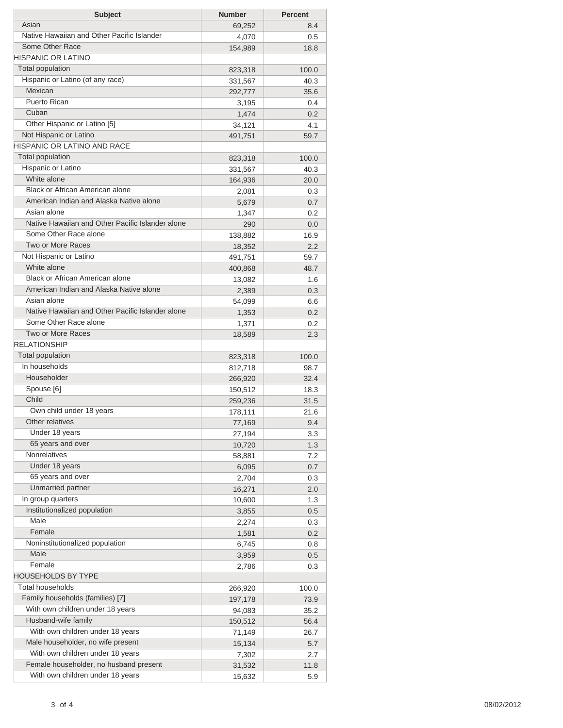| Subject | Number | Percent |
| --- | --- | --- |
| Asian | 69,252 | 8.4 |
| Native Hawaiian and Other Pacific Islander | 4,070 | 0.5 |
| Some Other Race | 154,989 | 18.8 |
| HISPANIC OR LATINO | | |
| Total population | 823,318 | 100.0 |
| Hispanic or Latino (of any race) | 331,567 | 40.3 |
| Mexican | 292,777 | 35.6 |
| Puerto Rican | 3,195 | 0.4 |
| Cuban | 1,474 | 0.2 |
| Other Hispanic or Latino [5] | 34,121 | 4.1 |
| Not Hispanic or Latino | 491,751 | 59.7 |
| HISPANIC OR LATINO AND RACE | | |
| Total population | 823,318 | 100.0 |
| Hispanic or Latino | 331,567 | 40.3 |
| White alone | 164,936 | 20.0 |
| Black or African American alone | 2,081 | 0.3 |
| American Indian and Alaska Native alone | 5,679 | 0.7 |
| Asian alone | 1,347 | 0.2 |
| Native Hawaiian and Other Pacific Islander alone | 290 | 0.0 |
| Some Other Race alone | 138,882 | 16.9 |
| Two or More Races | 18,352 | 2.2 |
| Not Hispanic or Latino | 491,751 | 59.7 |
| White alone | 400,868 | 48.7 |
| Black or African American alone | 13,082 | 1.6 |
| American Indian and Alaska Native alone | 2,389 | 0.3 |
| Asian alone | 54,099 | 6.6 |
| Native Hawaiian and Other Pacific Islander alone | 1,353 | 0.2 |
| Some Other Race alone | 1,371 | 0.2 |
| Two or More Races | 18,589 | 2.3 |
| RELATIONSHIP | | |
| Total population | 823,318 | 100.0 |
| In households | 812,718 | 98.7 |
| Householder | 266,920 | 32.4 |
| Spouse [6] | 150,512 | 18.3 |
| Child | 259,236 | 31.5 |
| Own child under 18 years | 178,111 | 21.6 |
| Other relatives | 77,169 | 9.4 |
| Under 18 years | 27,194 | 3.3 |
| 65 years and over | 10,720 | 1.3 |
| Nonrelatives | 58,881 | 7.2 |
| Under 18 years | 6,095 | 0.7 |
| 65 years and over | 2,704 | 0.3 |
| Unmarried partner | 16,271 | 2.0 |
| In group quarters | 10,600 | 1.3 |
| Institutionalized population | 3,855 | 0.5 |
| Male | 2,274 | 0.3 |
| Female | 1,581 | 0.2 |
| Noninstitutionalized population | 6,745 | 0.8 |
| Male | 3,959 | 0.5 |
| Female | 2,786 | 0.3 |
| HOUSEHOLDS BY TYPE | | |
| Total households | 266,920 | 100.0 |
| Family households (families) [7] | 197,178 | 73.9 |
| With own children under 18 years | 94,083 | 35.2 |
| Husband-wife family | 150,512 | 56.4 |
| With own children under 18 years | 71,149 | 26.7 |
| Male householder, no wife present | 15,134 | 5.7 |
| With own children under 18 years | 7,302 | 2.7 |
| Female householder, no husband present | 31,532 | 11.8 |
| With own children under 18 years | 15,632 | 5.9 |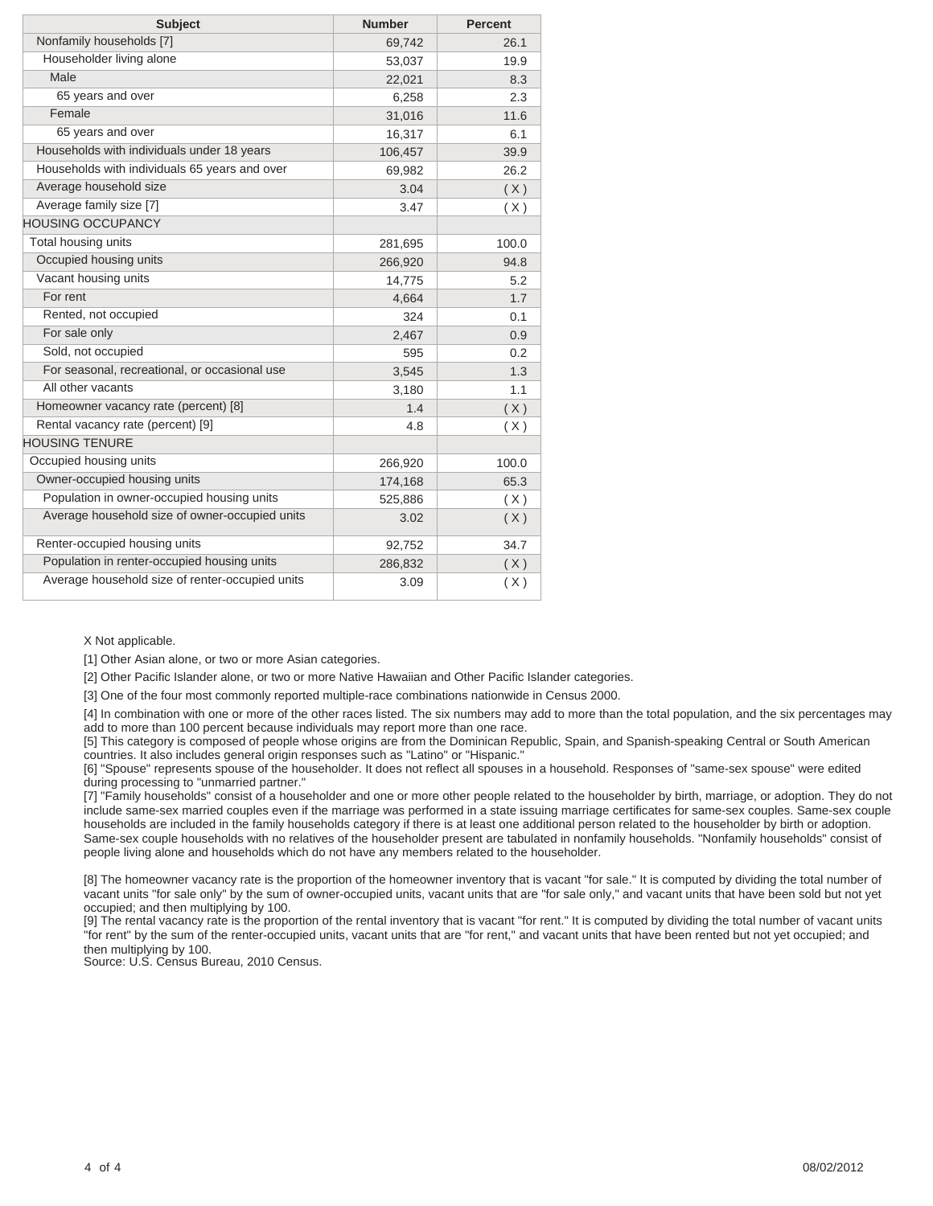| Subject | Number | Percent |
| --- | --- | --- |
| Nonfamily households [7] | 69,742 | 26.1 |
| Householder living alone | 53,037 | 19.9 |
| Male | 22,021 | 8.3 |
| 65 years and over | 6,258 | 2.3 |
| Female | 31,016 | 11.6 |
| 65 years and over | 16,317 | 6.1 |
| Households with individuals under 18 years | 106,457 | 39.9 |
| Households with individuals 65 years and over | 69,982 | 26.2 |
| Average household size | 3.04 | ( X ) |
| Average family size [7] | 3.47 | ( X ) |
| HOUSING OCCUPANCY | | |
| Total housing units | 281,695 | 100.0 |
| Occupied housing units | 266,920 | 94.8 |
| Vacant housing units | 14,775 | 5.2 |
| For rent | 4,664 | 1.7 |
| Rented, not occupied | 324 | 0.1 |
| For sale only | 2,467 | 0.9 |
| Sold, not occupied | 595 | 0.2 |
| For seasonal, recreational, or occasional use | 3,545 | 1.3 |
| All other vacants | 3,180 | 1.1 |
| Homeowner vacancy rate (percent) [8] | 1.4 | ( X ) |
| Rental vacancy rate (percent) [9] | 4.8 | ( X ) |
| HOUSING TENURE | | |
| Occupied housing units | 266,920 | 100.0 |
| Owner-occupied housing units | 174,168 | 65.3 |
| Population in owner-occupied housing units | 525,886 | ( X ) |
| Average household size of owner-occupied units | 3.02 | ( X ) |
| Renter-occupied housing units | 92,752 | 34.7 |
| Population in renter-occupied housing units | 286,832 | ( X ) |
| Average household size of renter-occupied units | 3.09 | ( X ) |

X Not applicable.

[1] Other Asian alone, or two or more Asian categories.

[2] Other Pacific Islander alone, or two or more Native Hawaiian and Other Pacific Islander categories.

[3] One of the four most commonly reported multiple-race combinations nationwide in Census 2000.

[4] In combination with one or more of the other races listed. The six numbers may add to more than the total population, and the six percentages may add to more than 100 percent because individuals may report more than one race.

[5] This category is composed of people whose origins are from the Dominican Republic, Spain, and Spanish-speaking Central or South American countries. It also includes general origin responses such as "Latino" or "Hispanic."

[6] "Spouse" represents spouse of the householder. It does not reflect all spouses in a household. Responses of "same-sex spouse" were edited during processing to "unmarried partner."

[7] "Family households" consist of a householder and one or more other people related to the householder by birth, marriage, or adoption. They do not include same-sex married couples even if the marriage was performed in a state issuing marriage certificates for same-sex couples. Same-sex couple households are included in the family households category if there is at least one additional person related to the householder by birth or adoption. Same-sex couple households with no relatives of the householder present are tabulated in nonfamily households. "Nonfamily households" consist of people living alone and households which do not have any members related to the householder.

[8] The homeowner vacancy rate is the proportion of the homeowner inventory that is vacant "for sale." It is computed by dividing the total number of vacant units "for sale only" by the sum of owner-occupied units, vacant units that are "for sale only," and vacant units that have been sold but not yet occupied; and then multiplying by 100.

[9] The rental vacancy rate is the proportion of the rental inventory that is vacant "for rent." It is computed by dividing the total number of vacant units "for rent" by the sum of the renter-occupied units, vacant units that are "for rent," and vacant units that have been rented but not yet occupied; and then multiplying by 100.

Source: U.S. Census Bureau, 2010 Census.

08/02/2012